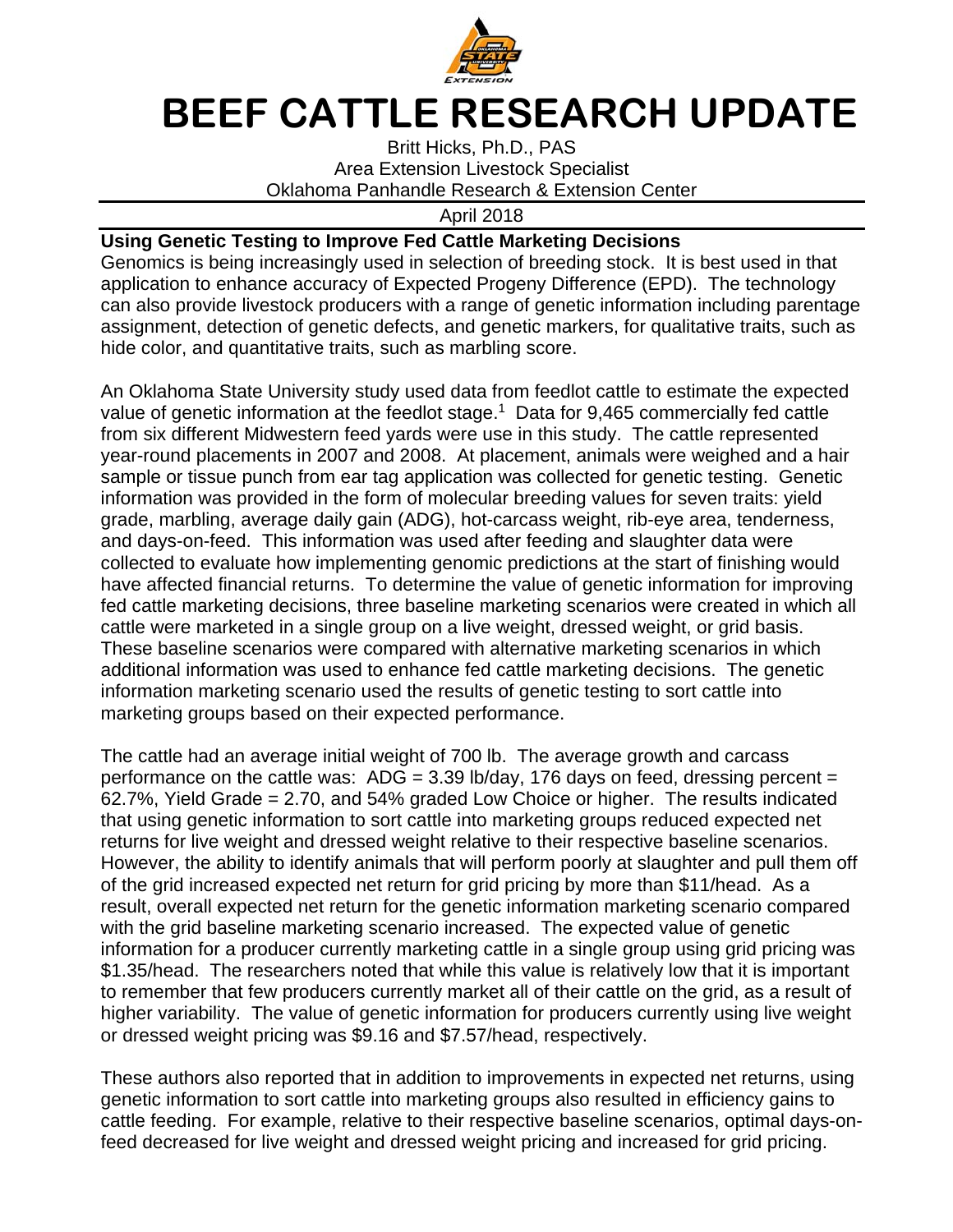# BEEF CATTLE RESEARCH UPDATE

Britt Hicks, Ph.D., PAS
Area Extension Livestock Specialist
Oklahoma Panhandle Research & Extension Center

April 2018

**Using Genetic Testing to Improve Fed Cattle Marketing Decisions**

Genomics is being increasingly used in selection of breeding stock. It is best used in that application to enhance accuracy of Expected Progeny Difference (EPD). The technology can also provide livestock producers with a range of genetic information including parentage assignment, detection of genetic defects, and genetic markers, for qualitative traits, such as hide color, and quantitative traits, such as marbling score.

An Oklahoma State University study used data from feedlot cattle to estimate the expected value of genetic information at the feedlot stage.[1] Data for 9,465 commercially fed cattle from six different Midwestern feed yards were use in this study. The cattle represented year-round placements in 2007 and 2008. At placement, animals were weighed and a hair sample or tissue punch from ear tag application was collected for genetic testing. Genetic information was provided in the form of molecular breeding values for seven traits: yield grade, marbling, average daily gain (ADG), hot-carcass weight, rib-eye area, tenderness, and days-on-feed. This information was used after feeding and slaughter data were collected to evaluate how implementing genomic predictions at the start of finishing would have affected financial returns. To determine the value of genetic information for improving fed cattle marketing decisions, three baseline marketing scenarios were created in which all cattle were marketed in a single group on a live weight, dressed weight, or grid basis. These baseline scenarios were compared with alternative marketing scenarios in which additional information was used to enhance fed cattle marketing decisions. The genetic information marketing scenario used the results of genetic testing to sort cattle into marketing groups based on their expected performance.

The cattle had an average initial weight of 700 lb. The average growth and carcass performance on the cattle was: ADG = 3.39 lb/day, 176 days on feed, dressing percent = 62.7%, Yield Grade = 2.70, and 54% graded Low Choice or higher. The results indicated that using genetic information to sort cattle into marketing groups reduced expected net returns for live weight and dressed weight relative to their respective baseline scenarios. However, the ability to identify animals that will perform poorly at slaughter and pull them off of the grid increased expected net return for grid pricing by more than $11/head. As a result, overall expected net return for the genetic information marketing scenario compared with the grid baseline marketing scenario increased. The expected value of genetic information for a producer currently marketing cattle in a single group using grid pricing was $1.35/head. The researchers noted that while this value is relatively low that it is important to remember that few producers currently market all of their cattle on the grid, as a result of higher variability. The value of genetic information for producers currently using live weight or dressed weight pricing was $9.16 and $7.57/head, respectively.

These authors also reported that in addition to improvements in expected net returns, using genetic information to sort cattle into marketing groups also resulted in efficiency gains to cattle feeding. For example, relative to their respective baseline scenarios, optimal days-on-feed decreased for live weight and dressed weight pricing and increased for grid pricing.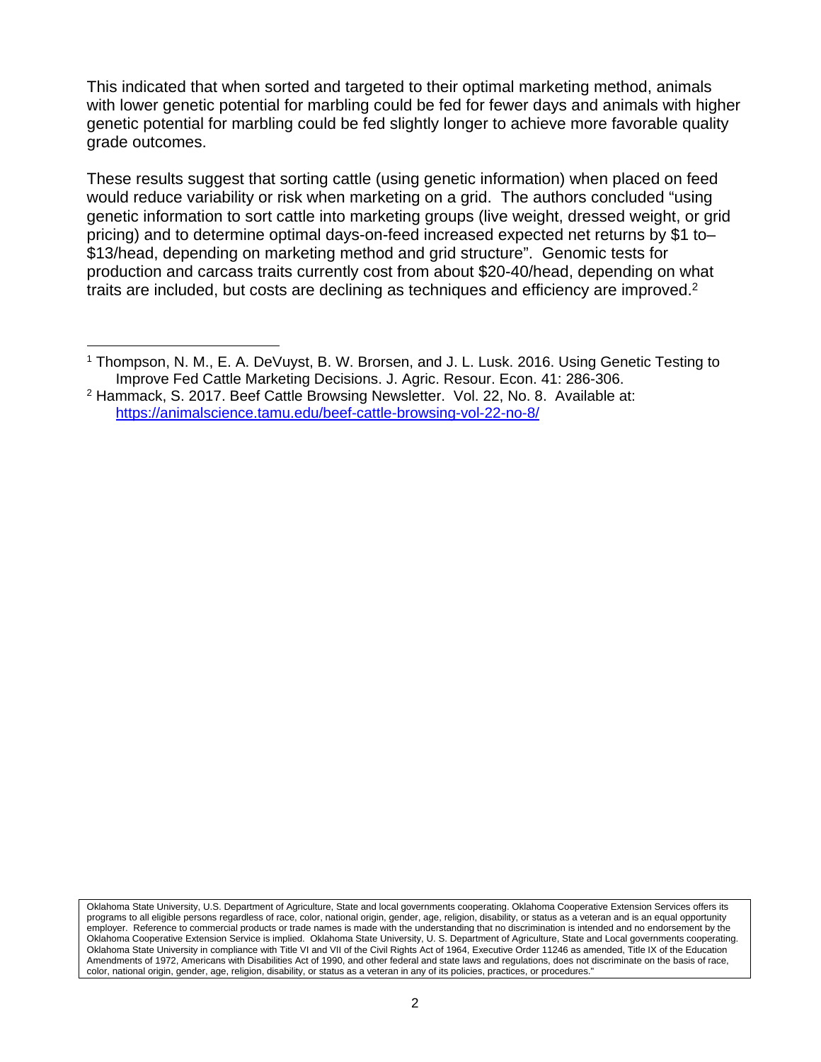This indicated that when sorted and targeted to their optimal marketing method, animals with lower genetic potential for marbling could be fed for fewer days and animals with higher genetic potential for marbling could be fed slightly longer to achieve more favorable quality grade outcomes.

These results suggest that sorting cattle (using genetic information) when placed on feed would reduce variability or risk when marketing on a grid. The authors concluded "using genetic information to sort cattle into marketing groups (live weight, dressed weight, or grid pricing) and to determine optimal days-on-feed increased expected net returns by $1 to–$13/head, depending on marketing method and grid structure". Genomic tests for production and carcass traits currently cost from about $20-40/head, depending on what traits are included, but costs are declining as techniques and efficiency are improved.[2]

---

[1] Thompson, N. M., E. A. DeVuyst, B. W. Brorsen, and J. L. Lusk. 2016. Using Genetic Testing to Improve Fed Cattle Marketing Decisions. J. Agric. Resour. Econ. 41: 286-306.

[2] Hammack, S. 2017. Beef Cattle Browsing Newsletter. Vol. 22, No. 8. Available at: https://animalscience.tamu.edu/beef-cattle-browsing-vol-22-no-8/

Oklahoma State University, U.S. Department of Agriculture, State and local governments cooperating. Oklahoma Cooperative Extension Services offers its programs to all eligible persons regardless of race, color, national origin, gender, age, religion, disability, or status as a veteran and is an equal opportunity employer. Reference to commercial products or trade names is made with the understanding that no discrimination is intended and no endorsement by the Oklahoma Cooperative Extension Service is implied. Oklahoma State University, U. S. Department of Agriculture, State and Local governments cooperating. Oklahoma State University in compliance with Title VI and VII of the Civil Rights Act of 1964, Executive Order 11246 as amended, Title IX of the Education Amendments of 1972, Americans with Disabilities Act of 1990, and other federal and state laws and regulations, does not discriminate on the basis of race, color, national origin, gender, age, religion, disability, or status as a veteran in any of its policies, practices, or procedures."